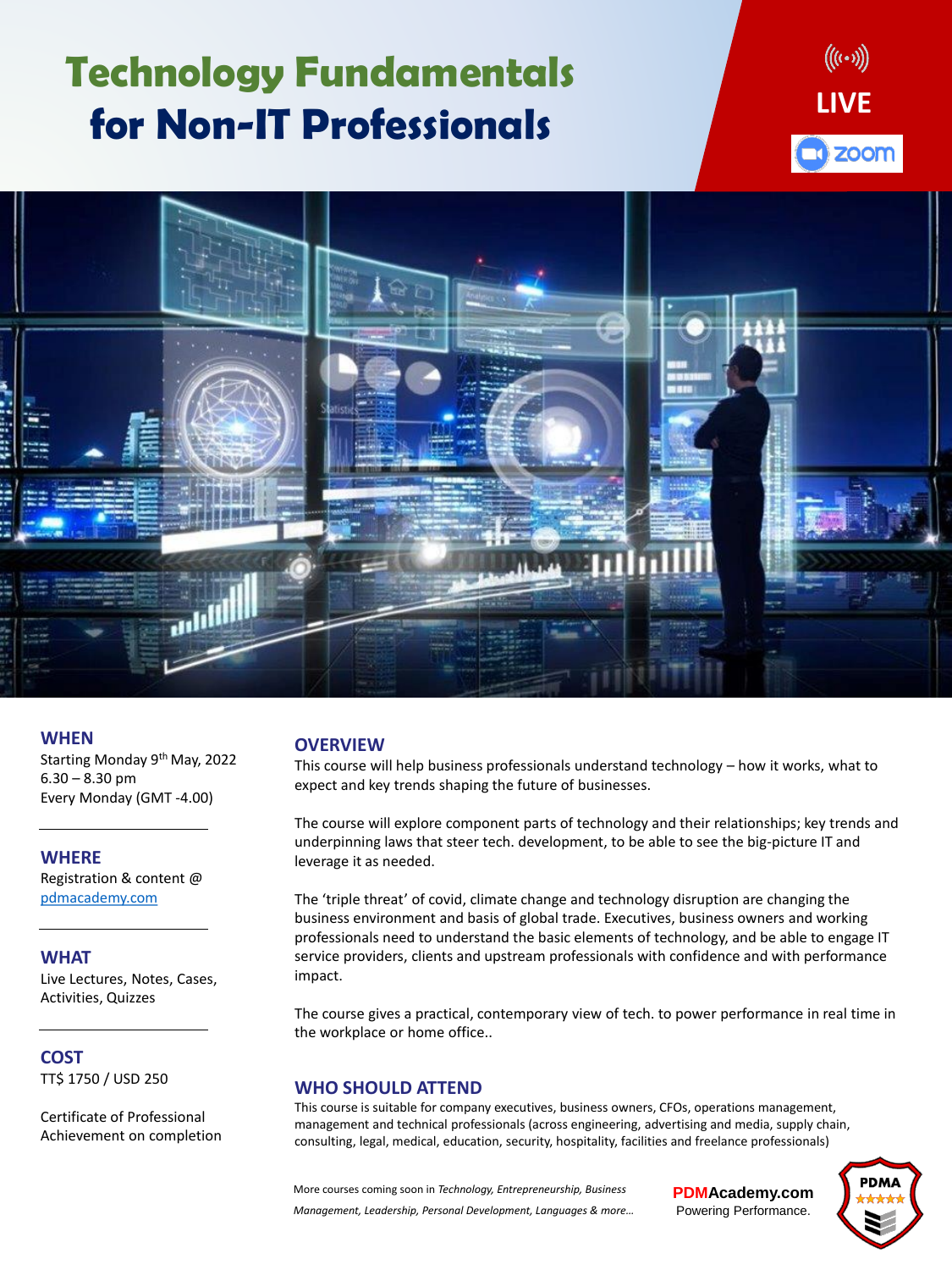# Technology Fundamentals for Non-IT Professionals

LIVE

zoom

## WHEN

Starting Monday 9th May, 2022
6.30 – 8.30 pm
Every Monday (GMT -4.00)

## WHERE

Registration & content @ pdmacademy.com

## WHAT

Live Lectures, Notes, Cases, Activities, Quizzes

## COST

TT$ 1750 / USD 250

Certificate of Professional Achievement on completion

## OVERVIEW

This course will help business professionals understand technology – how it works, what to expect and key trends shaping the future of businesses.

The course will explore component parts of technology and their relationships; key trends and underpinning laws that steer tech. development, to be able to see the big-picture IT and leverage it as needed.

The 'triple threat' of covid, climate change and technology disruption are changing the business environment and basis of global trade. Executives, business owners and working professionals need to understand the basic elements of technology, and be able to engage IT service providers, clients and upstream professionals with confidence and with performance impact.

The course gives a practical, contemporary view of tech. to power performance in real time in the workplace or home office..

## WHO SHOULD ATTEND

This course is suitable for company executives, business owners, CFOs, operations management, management and technical professionals (across engineering, advertising and media, supply chain, consulting, legal, medical, education, security, hospitality, facilities and freelance professionals)

More courses coming soon in *Technology, Entrepreneurship, Business Management, Leadership, Personal Development, Languages & more…*

**PDMAcademy.com**
Powering Performance.

PDMA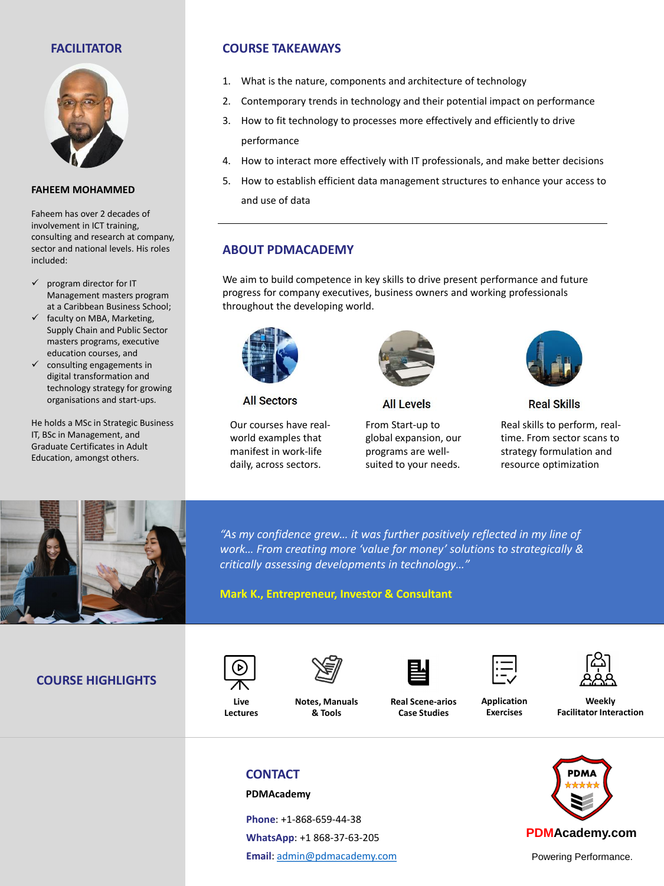## FACILITATOR

**FAHEEM MOHAMMED**

Faheem has over 2 decades of involvement in ICT training, consulting and research at company, sector and national levels. His roles included:

- ✓ program director for IT Management masters program at a Caribbean Business School;
- ✓ faculty on MBA, Marketing, Supply Chain and Public Sector masters programs, executive education courses, and
- ✓ consulting engagements in digital transformation and technology strategy for growing organisations and start-ups.

He holds a MSc in Strategic Business IT, BSc in Management, and Graduate Certificates in Adult Education, amongst others.

## COURSE TAKEAWAYS

1. What is the nature, components and architecture of technology
2. Contemporary trends in technology and their potential impact on performance
3. How to fit technology to processes more effectively and efficiently to drive performance
4. How to interact more effectively with IT professionals, and make better decisions
5. How to establish efficient data management structures to enhance your access to and use of data

---

## ABOUT PDMACADEMY

We aim to build competence in key skills to drive present performance and future progress for company executives, business owners and working professionals throughout the developing world.

### All Sectors

Our courses have real-world examples that manifest in work-life daily, across sectors.

### All Levels

From Start-up to global expansion, our programs are well-suited to your needs.

### Real Skills

Real skills to perform, real-time. From sector scans to strategy formulation and resource optimization

*"As my confidence grew… it was further positively reflected in my line of work… From creating more 'value for money' solutions to strategically & critically assessing developments in technology…"*

**Mark K., Entrepreneur, Investor & Consultant**

## COURSE HIGHLIGHTS

- **Live Lectures**
- **Notes, Manuals & Tools**
- **Real Scene-arios Case Studies**
- **Application Exercises**
- **Weekly Facilitator Interaction**

## CONTACT

**PDMAcademy**

**Phone**: +1-868-659-44-38

**WhatsApp**: +1 868-37-63-205

**Email**: admin@pdmacademy.com

PDMA

**PDMAcademy.com**

Powering Performance.